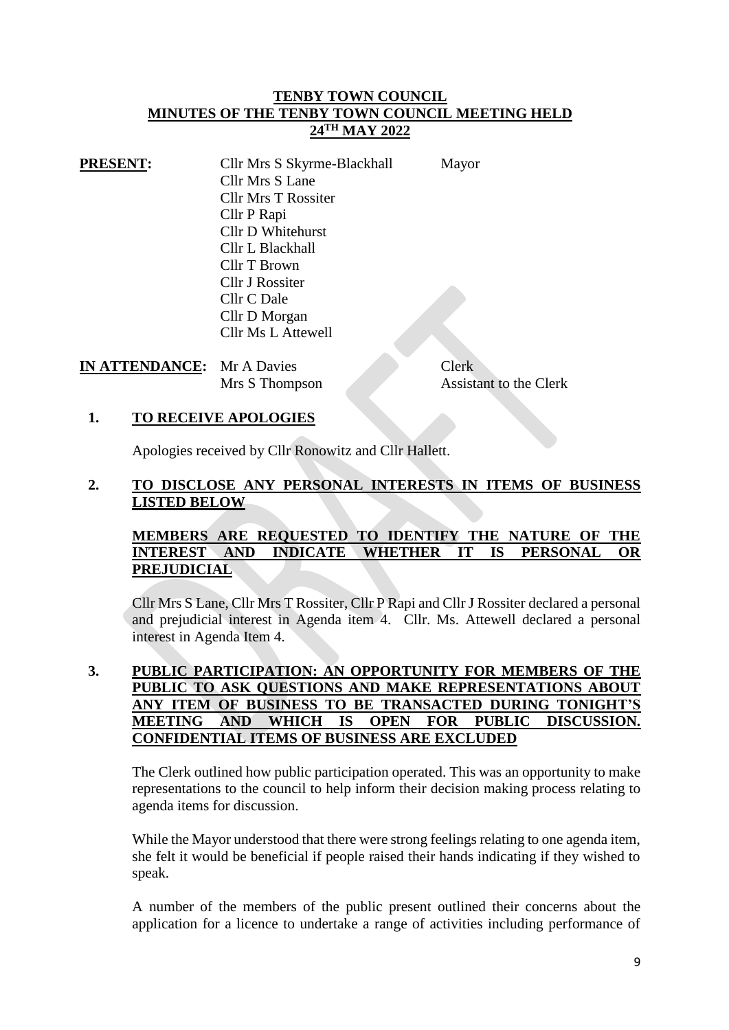# TENBY TOWN COUNCIL
## MINUTES OF THE TENBY TOWN COUNCIL MEETING HELD 24TH MAY 2022

**PRESENT:**

| | |
|---|---|
| Cllr Mrs S Skyrme-Blackhall | Mayor |
| Cllr Mrs S Lane | |
| Cllr Mrs T Rossiter | |
| Cllr P Rapi | |
| Cllr D Whitehurst | |
| Cllr L Blackhall | |
| Cllr T Brown | |
| Cllr J Rossiter | |
| Cllr C Dale | |
| Cllr D Morgan | |
| Cllr Ms L Attewell | |

**IN ATTENDANCE:**

| | |
|---|---|
| Mr A Davies | Clerk |
| Mrs S Thompson | Assistant to the Clerk |

**1. TO RECEIVE APOLOGIES**

Apologies received by Cllr Ronowitz and Cllr Hallett.

**2. TO DISCLOSE ANY PERSONAL INTERESTS IN ITEMS OF BUSINESS LISTED BELOW**

**MEMBERS ARE REQUESTED TO IDENTIFY THE NATURE OF THE INTEREST AND INDICATE WHETHER IT IS PERSONAL OR PREJUDICIAL**

Cllr Mrs S Lane, Cllr Mrs T Rossiter, Cllr P Rapi and Cllr J Rossiter declared a personal and prejudicial interest in Agenda item 4. Cllr. Ms. Attewell declared a personal interest in Agenda Item 4.

**3. PUBLIC PARTICIPATION: AN OPPORTUNITY FOR MEMBERS OF THE PUBLIC TO ASK QUESTIONS AND MAKE REPRESENTATIONS ABOUT ANY ITEM OF BUSINESS TO BE TRANSACTED DURING TONIGHT'S MEETING AND WHICH IS OPEN FOR PUBLIC DISCUSSION. CONFIDENTIAL ITEMS OF BUSINESS ARE EXCLUDED**

The Clerk outlined how public participation operated. This was an opportunity to make representations to the council to help inform their decision making process relating to agenda items for discussion.

While the Mayor understood that there were strong feelings relating to one agenda item, she felt it would be beneficial if people raised their hands indicating if they wished to speak.

A number of the members of the public present outlined their concerns about the application for a licence to undertake a range of activities including performance of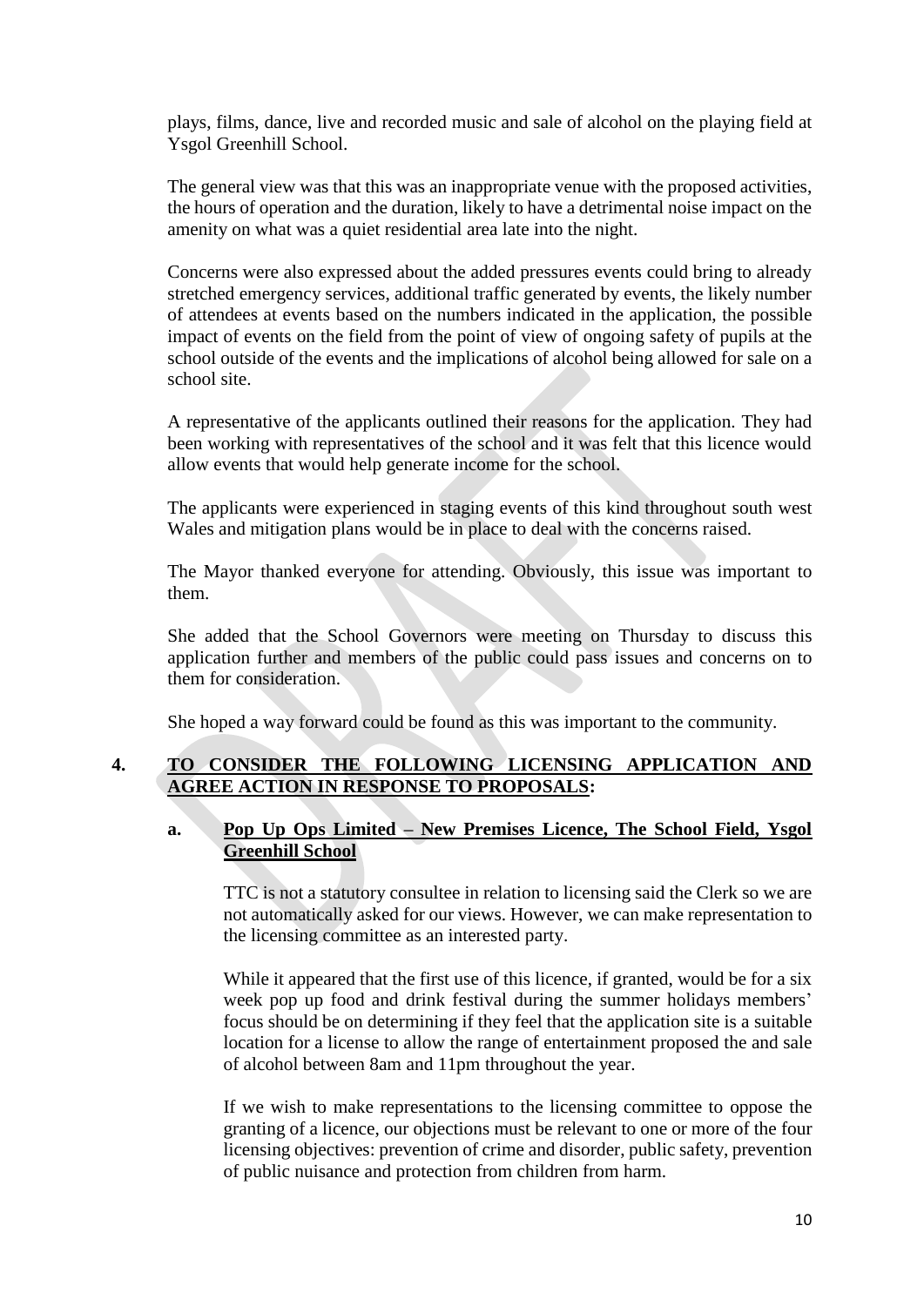plays, films, dance, live and recorded music and sale of alcohol on the playing field at Ysgol Greenhill School.

The general view was that this was an inappropriate venue with the proposed activities, the hours of operation and the duration, likely to have a detrimental noise impact on the amenity on what was a quiet residential area late into the night.

Concerns were also expressed about the added pressures events could bring to already stretched emergency services, additional traffic generated by events, the likely number of attendees at events based on the numbers indicated in the application, the possible impact of events on the field from the point of view of ongoing safety of pupils at the school outside of the events and the implications of alcohol being allowed for sale on a school site.

A representative of the applicants outlined their reasons for the application. They had been working with representatives of the school and it was felt that this licence would allow events that would help generate income for the school.

The applicants were experienced in staging events of this kind throughout south west Wales and mitigation plans would be in place to deal with the concerns raised.

The Mayor thanked everyone for attending. Obviously, this issue was important to them.

She added that the School Governors were meeting on Thursday to discuss this application further and members of the public could pass issues and concerns on to them for consideration.

She hoped a way forward could be found as this was important to the community.

## 4. TO CONSIDER THE FOLLOWING LICENSING APPLICATION AND AGREE ACTION IN RESPONSE TO PROPOSALS:

### a. Pop Up Ops Limited – New Premises Licence, The School Field, Ysgol Greenhill School

TTC is not a statutory consultee in relation to licensing said the Clerk so we are not automatically asked for our views. However, we can make representation to the licensing committee as an interested party.

While it appeared that the first use of this licence, if granted, would be for a six week pop up food and drink festival during the summer holidays members' focus should be on determining if they feel that the application site is a suitable location for a license to allow the range of entertainment proposed the and sale of alcohol between 8am and 11pm throughout the year.

If we wish to make representations to the licensing committee to oppose the granting of a licence, our objections must be relevant to one or more of the four licensing objectives: prevention of crime and disorder, public safety, prevention of public nuisance and protection from children from harm.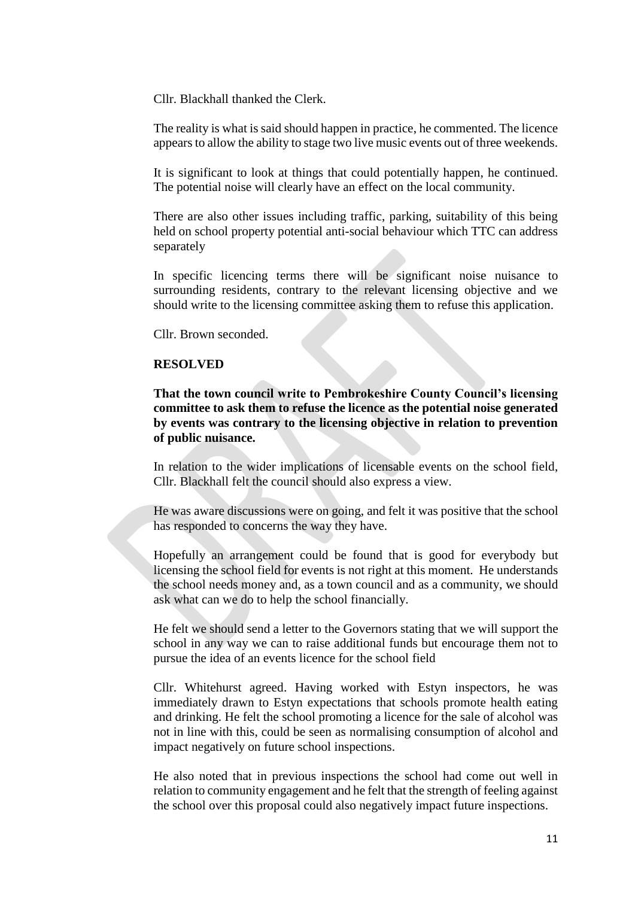Cllr. Blackhall thanked the Clerk.

The reality is what is said should happen in practice, he commented. The licence appears to allow the ability to stage two live music events out of three weekends.

It is significant to look at things that could potentially happen, he continued. The potential noise will clearly have an effect on the local community.

There are also other issues including traffic, parking, suitability of this being held on school property potential anti-social behaviour which TTC can address separately

In specific licencing terms there will be significant noise nuisance to surrounding residents, contrary to the relevant licensing objective and we should write to the licensing committee asking them to refuse this application.

Cllr. Brown seconded.

**RESOLVED**

**That the town council write to Pembrokeshire County Council's licensing committee to ask them to refuse the licence as the potential noise generated by events was contrary to the licensing objective in relation to prevention of public nuisance.**

In relation to the wider implications of licensable events on the school field, Cllr. Blackhall felt the council should also express a view.

He was aware discussions were on going, and felt it was positive that the school has responded to concerns the way they have.

Hopefully an arrangement could be found that is good for everybody but licensing the school field for events is not right at this moment. He understands the school needs money and, as a town council and as a community, we should ask what can we do to help the school financially.

He felt we should send a letter to the Governors stating that we will support the school in any way we can to raise additional funds but encourage them not to pursue the idea of an events licence for the school field

Cllr. Whitehurst agreed. Having worked with Estyn inspectors, he was immediately drawn to Estyn expectations that schools promote health eating and drinking. He felt the school promoting a licence for the sale of alcohol was not in line with this, could be seen as normalising consumption of alcohol and impact negatively on future school inspections.

He also noted that in previous inspections the school had come out well in relation to community engagement and he felt that the strength of feeling against the school over this proposal could also negatively impact future inspections.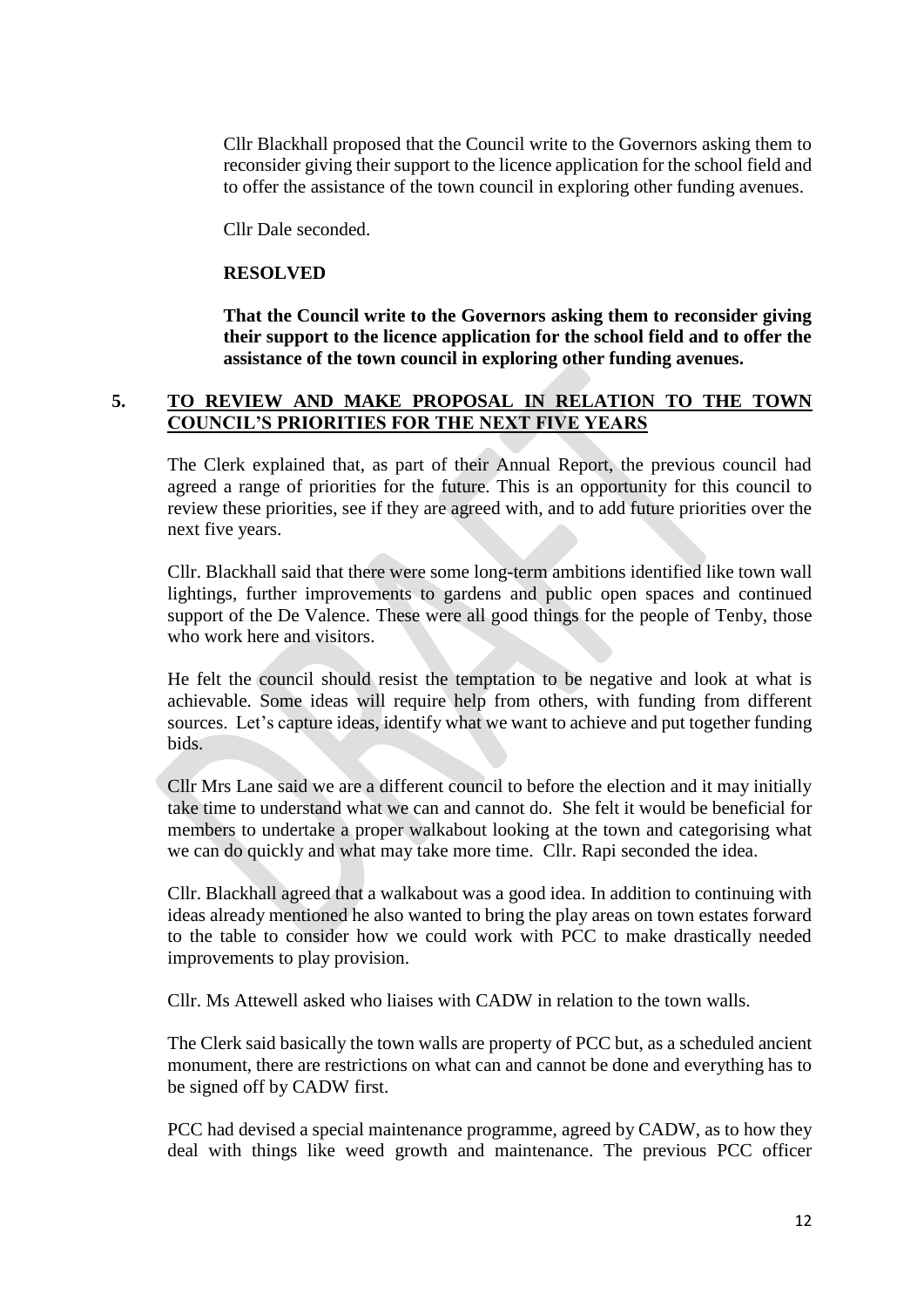Cllr Blackhall proposed that the Council write to the Governors asking them to reconsider giving their support to the licence application for the school field and to offer the assistance of the town council in exploring other funding avenues.

Cllr Dale seconded.

**RESOLVED**

**That the Council write to the Governors asking them to reconsider giving their support to the licence application for the school field and to offer the assistance of the town council in exploring other funding avenues.**

## 5. TO REVIEW AND MAKE PROPOSAL IN RELATION TO THE TOWN COUNCIL'S PRIORITIES FOR THE NEXT FIVE YEARS

The Clerk explained that, as part of their Annual Report, the previous council had agreed a range of priorities for the future. This is an opportunity for this council to review these priorities, see if they are agreed with, and to add future priorities over the next five years.

Cllr. Blackhall said that there were some long-term ambitions identified like town wall lightings, further improvements to gardens and public open spaces and continued support of the De Valence. These were all good things for the people of Tenby, those who work here and visitors.

He felt the council should resist the temptation to be negative and look at what is achievable. Some ideas will require help from others, with funding from different sources. Let's capture ideas, identify what we want to achieve and put together funding bids.

Cllr Mrs Lane said we are a different council to before the election and it may initially take time to understand what we can and cannot do. She felt it would be beneficial for members to undertake a proper walkabout looking at the town and categorising what we can do quickly and what may take more time. Cllr. Rapi seconded the idea.

Cllr. Blackhall agreed that a walkabout was a good idea. In addition to continuing with ideas already mentioned he also wanted to bring the play areas on town estates forward to the table to consider how we could work with PCC to make drastically needed improvements to play provision.

Cllr. Ms Attewell asked who liaises with CADW in relation to the town walls.

The Clerk said basically the town walls are property of PCC but, as a scheduled ancient monument, there are restrictions on what can and cannot be done and everything has to be signed off by CADW first.

PCC had devised a special maintenance programme, agreed by CADW, as to how they deal with things like weed growth and maintenance. The previous PCC officer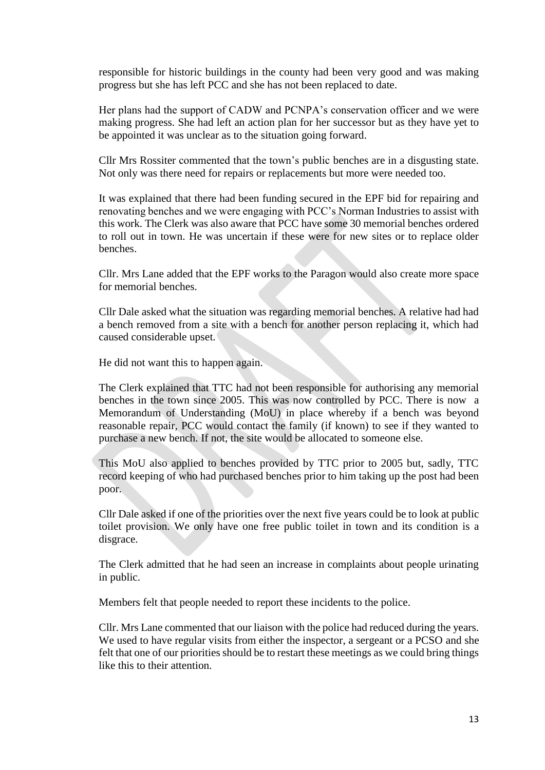responsible for historic buildings in the county had been very good and was making progress but she has left PCC and she has not been replaced to date.

Her plans had the support of CADW and PCNPA's conservation officer and we were making progress. She had left an action plan for her successor but as they have yet to be appointed it was unclear as to the situation going forward.

Cllr Mrs Rossiter commented that the town's public benches are in a disgusting state. Not only was there need for repairs or replacements but more were needed too.

It was explained that there had been funding secured in the EPF bid for repairing and renovating benches and we were engaging with PCC's Norman Industries to assist with this work. The Clerk was also aware that PCC have some 30 memorial benches ordered to roll out in town. He was uncertain if these were for new sites or to replace older benches.

Cllr. Mrs Lane added that the EPF works to the Paragon would also create more space for memorial benches.

Cllr Dale asked what the situation was regarding memorial benches. A relative had had a bench removed from a site with a bench for another person replacing it, which had caused considerable upset.

He did not want this to happen again.

The Clerk explained that TTC had not been responsible for authorising any memorial benches in the town since 2005. This was now controlled by PCC. There is now a Memorandum of Understanding (MoU) in place whereby if a bench was beyond reasonable repair, PCC would contact the family (if known) to see if they wanted to purchase a new bench. If not, the site would be allocated to someone else.

This MoU also applied to benches provided by TTC prior to 2005 but, sadly, TTC record keeping of who had purchased benches prior to him taking up the post had been poor.

Cllr Dale asked if one of the priorities over the next five years could be to look at public toilet provision. We only have one free public toilet in town and its condition is a disgrace.

The Clerk admitted that he had seen an increase in complaints about people urinating in public.

Members felt that people needed to report these incidents to the police.

Cllr. Mrs Lane commented that our liaison with the police had reduced during the years. We used to have regular visits from either the inspector, a sergeant or a PCSO and she felt that one of our priorities should be to restart these meetings as we could bring things like this to their attention.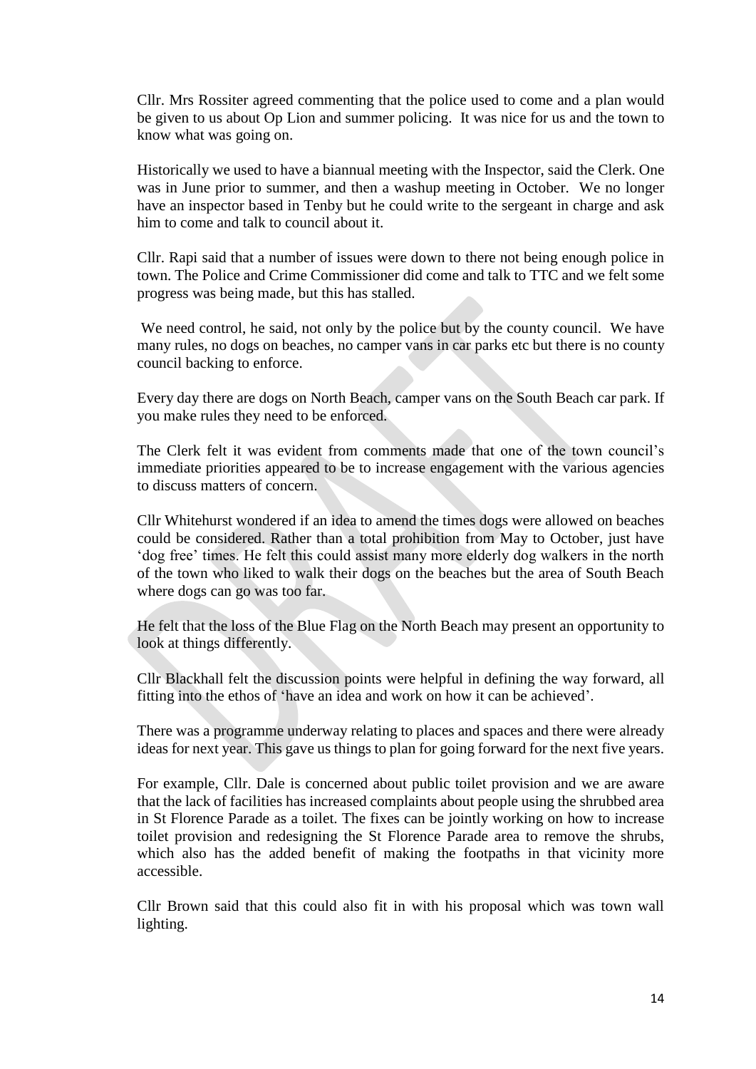Cllr. Mrs Rossiter agreed commenting that the police used to come and a plan would be given to us about Op Lion and summer policing. It was nice for us and the town to know what was going on.

Historically we used to have a biannual meeting with the Inspector, said the Clerk. One was in June prior to summer, and then a washup meeting in October. We no longer have an inspector based in Tenby but he could write to the sergeant in charge and ask him to come and talk to council about it.

Cllr. Rapi said that a number of issues were down to there not being enough police in town. The Police and Crime Commissioner did come and talk to TTC and we felt some progress was being made, but this has stalled.

We need control, he said, not only by the police but by the county council. We have many rules, no dogs on beaches, no camper vans in car parks etc but there is no county council backing to enforce.

Every day there are dogs on North Beach, camper vans on the South Beach car park. If you make rules they need to be enforced.

The Clerk felt it was evident from comments made that one of the town council's immediate priorities appeared to be to increase engagement with the various agencies to discuss matters of concern.

Cllr Whitehurst wondered if an idea to amend the times dogs were allowed on beaches could be considered. Rather than a total prohibition from May to October, just have 'dog free' times. He felt this could assist many more elderly dog walkers in the north of the town who liked to walk their dogs on the beaches but the area of South Beach where dogs can go was too far.

He felt that the loss of the Blue Flag on the North Beach may present an opportunity to look at things differently.

Cllr Blackhall felt the discussion points were helpful in defining the way forward, all fitting into the ethos of 'have an idea and work on how it can be achieved'.

There was a programme underway relating to places and spaces and there were already ideas for next year. This gave us things to plan for going forward for the next five years.

For example, Cllr. Dale is concerned about public toilet provision and we are aware that the lack of facilities has increased complaints about people using the shrubbed area in St Florence Parade as a toilet. The fixes can be jointly working on how to increase toilet provision and redesigning the St Florence Parade area to remove the shrubs, which also has the added benefit of making the footpaths in that vicinity more accessible.

Cllr Brown said that this could also fit in with his proposal which was town wall lighting.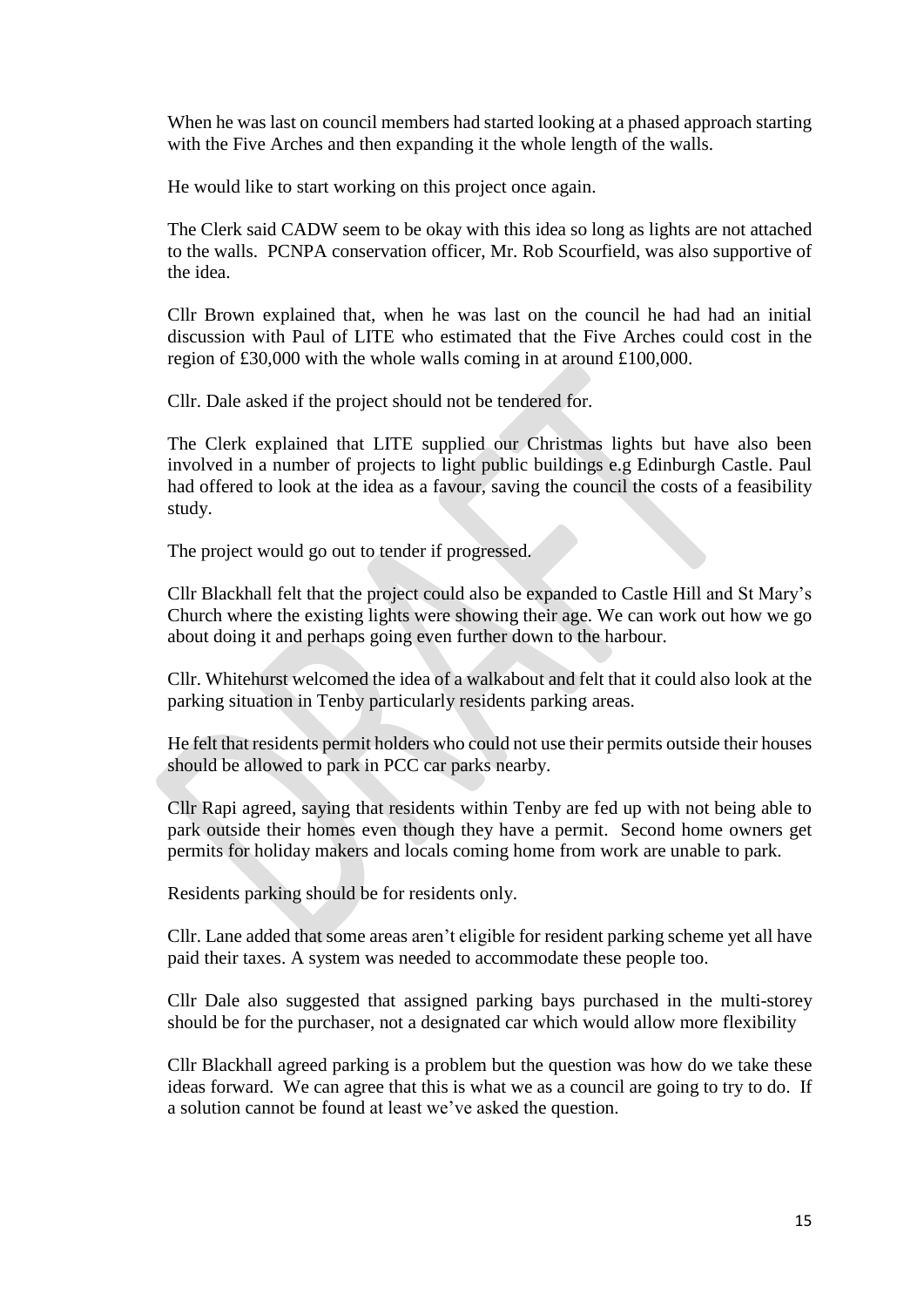When he was last on council members had started looking at a phased approach starting with the Five Arches and then expanding it the whole length of the walls.

He would like to start working on this project once again.

The Clerk said CADW seem to be okay with this idea so long as lights are not attached to the walls. PCNPA conservation officer, Mr. Rob Scourfield, was also supportive of the idea.

Cllr Brown explained that, when he was last on the council he had had an initial discussion with Paul of LITE who estimated that the Five Arches could cost in the region of £30,000 with the whole walls coming in at around £100,000.

Cllr. Dale asked if the project should not be tendered for.

The Clerk explained that LITE supplied our Christmas lights but have also been involved in a number of projects to light public buildings e.g Edinburgh Castle. Paul had offered to look at the idea as a favour, saving the council the costs of a feasibility study.

The project would go out to tender if progressed.

Cllr Blackhall felt that the project could also be expanded to Castle Hill and St Mary's Church where the existing lights were showing their age. We can work out how we go about doing it and perhaps going even further down to the harbour.

Cllr. Whitehurst welcomed the idea of a walkabout and felt that it could also look at the parking situation in Tenby particularly residents parking areas.

He felt that residents permit holders who could not use their permits outside their houses should be allowed to park in PCC car parks nearby.

Cllr Rapi agreed, saying that residents within Tenby are fed up with not being able to park outside their homes even though they have a permit. Second home owners get permits for holiday makers and locals coming home from work are unable to park.

Residents parking should be for residents only.

Cllr. Lane added that some areas aren't eligible for resident parking scheme yet all have paid their taxes. A system was needed to accommodate these people too.

Cllr Dale also suggested that assigned parking bays purchased in the multi-storey should be for the purchaser, not a designated car which would allow more flexibility

Cllr Blackhall agreed parking is a problem but the question was how do we take these ideas forward. We can agree that this is what we as a council are going to try to do. If a solution cannot be found at least we've asked the question.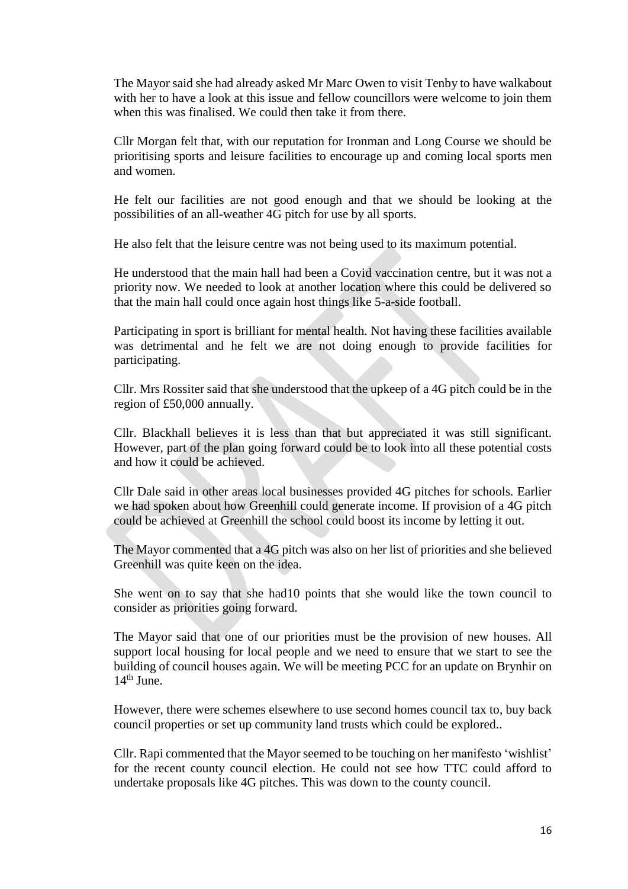The Mayor said she had already asked Mr Marc Owen to visit Tenby to have walkabout with her to have a look at this issue and fellow councillors were welcome to join them when this was finalised. We could then take it from there.

Cllr Morgan felt that, with our reputation for Ironman and Long Course we should be prioritising sports and leisure facilities to encourage up and coming local sports men and women.

He felt our facilities are not good enough and that we should be looking at the possibilities of an all-weather 4G pitch for use by all sports.

He also felt that the leisure centre was not being used to its maximum potential.

He understood that the main hall had been a Covid vaccination centre, but it was not a priority now. We needed to look at another location where this could be delivered so that the main hall could once again host things like 5-a-side football.

Participating in sport is brilliant for mental health. Not having these facilities available was detrimental and he felt we are not doing enough to provide facilities for participating.

Cllr. Mrs Rossiter said that she understood that the upkeep of a 4G pitch could be in the region of £50,000 annually.

Cllr. Blackhall believes it is less than that but appreciated it was still significant. However, part of the plan going forward could be to look into all these potential costs and how it could be achieved.

Cllr Dale said in other areas local businesses provided 4G pitches for schools. Earlier we had spoken about how Greenhill could generate income. If provision of a 4G pitch could be achieved at Greenhill the school could boost its income by letting it out.

The Mayor commented that a 4G pitch was also on her list of priorities and she believed Greenhill was quite keen on the idea.

She went on to say that she had10 points that she would like the town council to consider as priorities going forward.

The Mayor said that one of our priorities must be the provision of new houses. All support local housing for local people and we need to ensure that we start to see the building of council houses again. We will be meeting PCC for an update on Brynhir on 14th June.

However, there were schemes elsewhere to use second homes council tax to, buy back council properties or set up community land trusts which could be explored..

Cllr. Rapi commented that the Mayor seemed to be touching on her manifesto 'wishlist' for the recent county council election. He could not see how TTC could afford to undertake proposals like 4G pitches. This was down to the county council.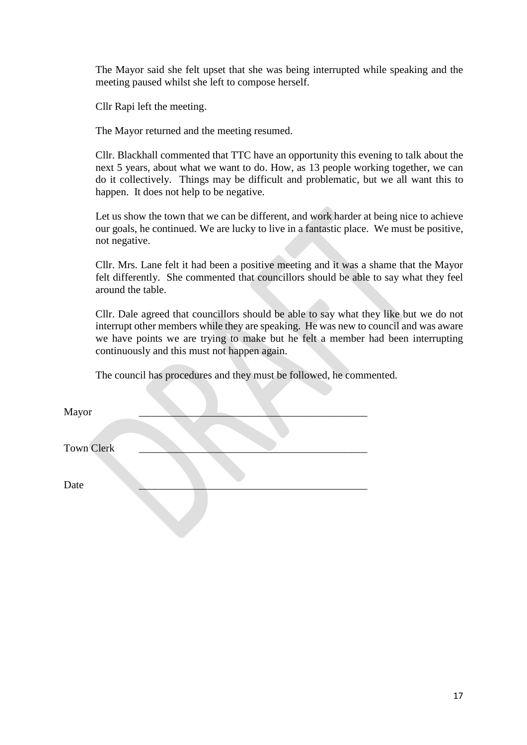The Mayor said she felt upset that she was being interrupted while speaking and the meeting paused whilst she left to compose herself.

Cllr Rapi left the meeting.

The Mayor returned and the meeting resumed.

Cllr. Blackhall commented that TTC have an opportunity this evening to talk about the next 5 years, about what we want to do. How, as 13 people working together, we can do it collectively. Things may be difficult and problematic, but we all want this to happen. It does not help to be negative.

Let us show the town that we can be different, and work harder at being nice to achieve our goals, he continued. We are lucky to live in a fantastic place. We must be positive, not negative.

Cllr. Mrs. Lane felt it had been a positive meeting and it was a shame that the Mayor felt differently. She commented that councillors should be able to say what they feel around the table.

Cllr. Dale agreed that councillors should be able to say what they like but we do not interrupt other members while they are speaking. He was new to council and was aware we have points we are trying to make but he felt a member had been interrupting continuously and this must not happen again.

The council has procedures and they must be followed, he commented.

Mayor ___________________________________________

Town Clerk ___________________________________________

Date ___________________________________________